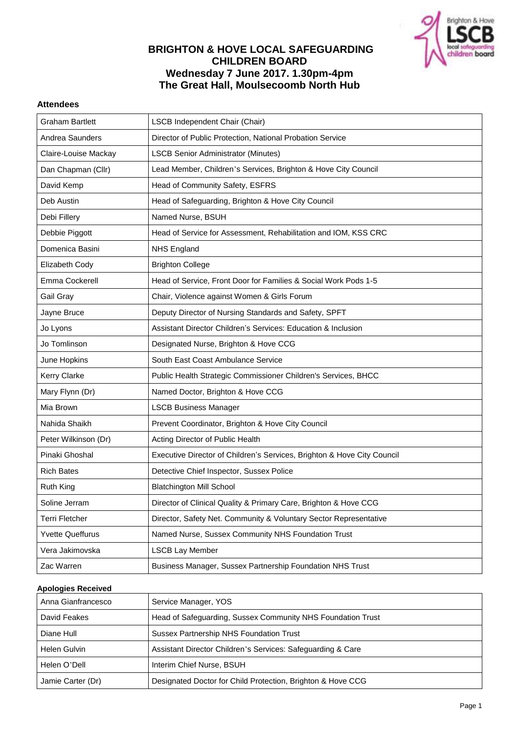# BRIGHTON & HOVE LOCAL SAFEGUARDING CHILDREN BOARD

## Wednesday 7 June 2017. 1.30pm-4pm

## The Great Hall, Moulsecoomb North Hub

### Attendees

| | |
|---|---|
| Graham Bartlett | LSCB Independent Chair (Chair) |
| Andrea Saunders | Director of Public Protection, National Probation Service |
| Claire-Louise Mackay | LSCB Senior Administrator (Minutes) |
| Dan Chapman (Cllr) | Lead Member, Children's Services, Brighton & Hove City Council |
| David Kemp | Head of Community Safety, ESFRS |
| Deb Austin | Head of Safeguarding, Brighton & Hove City Council |
| Debi Fillery | Named Nurse, BSUH |
| Debbie Piggott | Head of Service for Assessment, Rehabilitation and IOM, KSS CRC |
| Domenica Basini | NHS England |
| Elizabeth Cody | Brighton College |
| Emma Cockerell | Head of Service, Front Door for Families & Social Work Pods 1-5 |
| Gail Gray | Chair, Violence against Women & Girls Forum |
| Jayne Bruce | Deputy Director of Nursing Standards and Safety, SPFT |
| Jo Lyons | Assistant Director Children's Services: Education & Inclusion |
| Jo Tomlinson | Designated Nurse, Brighton & Hove CCG |
| June Hopkins | South East Coast Ambulance Service |
| Kerry Clarke | Public Health Strategic Commissioner Children's Services, BHCC |
| Mary Flynn (Dr) | Named Doctor, Brighton & Hove CCG |
| Mia Brown | LSCB Business Manager |
| Nahida Shaikh | Prevent Coordinator, Brighton & Hove City Council |
| Peter Wilkinson (Dr) | Acting Director of Public Health |
| Pinaki Ghoshal | Executive Director of Children's Services, Brighton & Hove City Council |
| Rich Bates | Detective Chief Inspector, Sussex Police |
| Ruth King | Blatchington Mill School |
| Soline Jerram | Director of Clinical Quality & Primary Care, Brighton & Hove CCG |
| Terri Fletcher | Director, Safety Net. Community & Voluntary Sector Representative |
| Yvette Queffurus | Named Nurse, Sussex Community NHS Foundation Trust |
| Vera Jakimovska | LSCB Lay Member |
| Zac Warren | Business Manager, Sussex Partnership Foundation NHS Trust |

### Apologies Received

| | |
|---|---|
| Anna Gianfrancesco | Service Manager, YOS |
| David Feakes | Head of Safeguarding, Sussex Community NHS Foundation Trust |
| Diane Hull | Sussex Partnership NHS Foundation Trust |
| Helen Gulvin | Assistant Director Children's Services: Safeguarding & Care |
| Helen O'Dell | Interim Chief Nurse, BSUH |
| Jamie Carter (Dr) | Designated Doctor for Child Protection, Brighton & Hove CCG |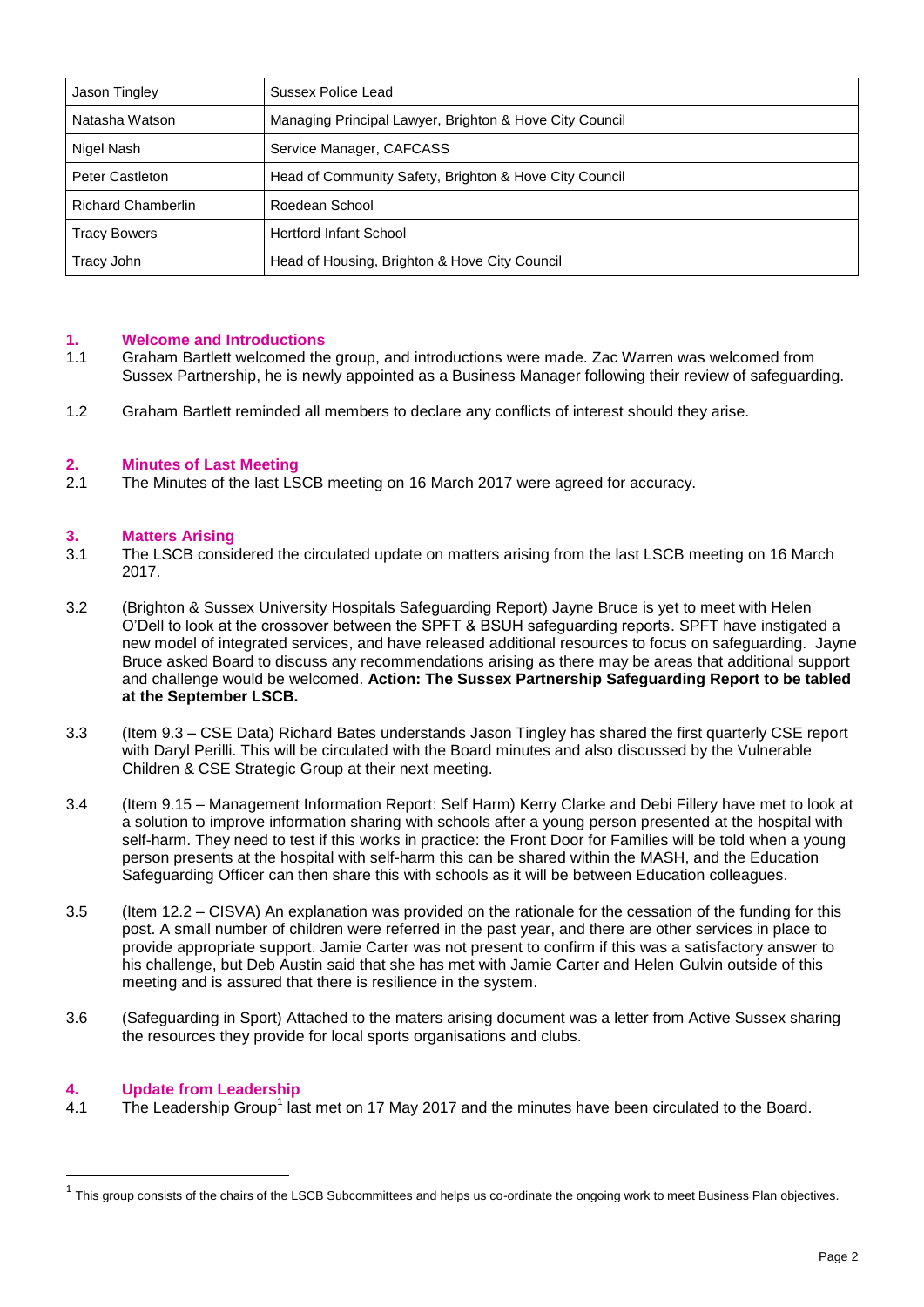| Jason Tingley | Sussex Police Lead |
| --- | --- |
| Natasha Watson | Managing Principal Lawyer, Brighton & Hove City Council |
| Nigel Nash | Service Manager, CAFCASS |
| Peter Castleton | Head of Community Safety, Brighton & Hove City Council |
| Richard Chamberlin | Roedean School |
| Tracy Bowers | Hertford Infant School |
| Tracy John | Head of Housing, Brighton & Hove City Council |

## 1. Welcome and Introductions

1.1 Graham Bartlett welcomed the group, and introductions were made. Zac Warren was welcomed from Sussex Partnership, he is newly appointed as a Business Manager following their review of safeguarding.

1.2 Graham Bartlett reminded all members to declare any conflicts of interest should they arise.

## 2. Minutes of Last Meeting

2.1 The Minutes of the last LSCB meeting on 16 March 2017 were agreed for accuracy.

## 3. Matters Arising

3.1 The LSCB considered the circulated update on matters arising from the last LSCB meeting on 16 March 2017.

3.2 (Brighton & Sussex University Hospitals Safeguarding Report) Jayne Bruce is yet to meet with Helen O'Dell to look at the crossover between the SPFT & BSUH safeguarding reports. SPFT have instigated a new model of integrated services, and have released additional resources to focus on safeguarding. Jayne Bruce asked Board to discuss any recommendations arising as there may be areas that additional support and challenge would be welcomed. **Action: The Sussex Partnership Safeguarding Report to be tabled at the September LSCB.**

3.3 (Item 9.3 – CSE Data) Richard Bates understands Jason Tingley has shared the first quarterly CSE report with Daryl Perilli. This will be circulated with the Board minutes and also discussed by the Vulnerable Children & CSE Strategic Group at their next meeting.

3.4 (Item 9.15 – Management Information Report: Self Harm) Kerry Clarke and Debi Fillery have met to look at a solution to improve information sharing with schools after a young person presented at the hospital with self-harm. They need to test if this works in practice: the Front Door for Families will be told when a young person presents at the hospital with self-harm this can be shared within the MASH, and the Education Safeguarding Officer can then share this with schools as it will be between Education colleagues.

3.5 (Item 12.2 – CISVA) An explanation was provided on the rationale for the cessation of the funding for this post. A small number of children were referred in the past year, and there are other services in place to provide appropriate support. Jamie Carter was not present to confirm if this was a satisfactory answer to his challenge, but Deb Austin said that she has met with Jamie Carter and Helen Gulvin outside of this meeting and is assured that there is resilience in the system.

3.6 (Safeguarding in Sport) Attached to the maters arising document was a letter from Active Sussex sharing the resources they provide for local sports organisations and clubs.

## 4. Update from Leadership

4.1 The Leadership Group[1] last met on 17 May 2017 and the minutes have been circulated to the Board.

[1] This group consists of the chairs of the LSCB Subcommittees and helps us co-ordinate the ongoing work to meet Business Plan objectives.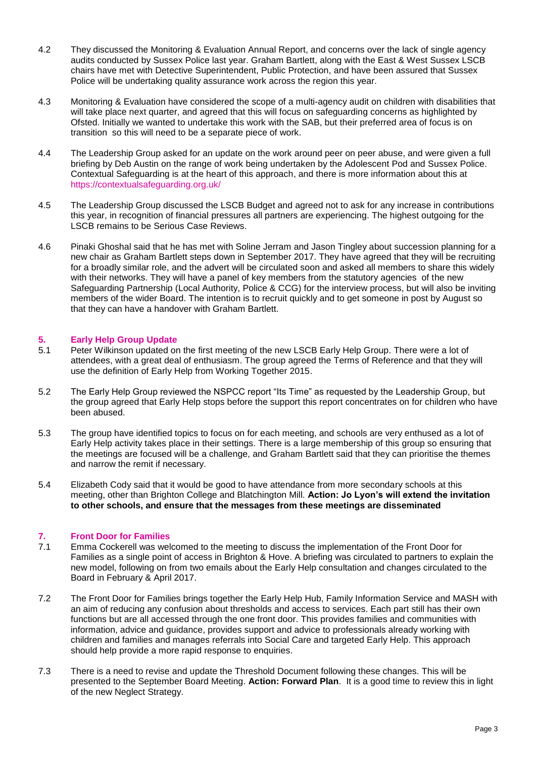4.2 They discussed the Monitoring & Evaluation Annual Report, and concerns over the lack of single agency audits conducted by Sussex Police last year. Graham Bartlett, along with the East & West Sussex LSCB chairs have met with Detective Superintendent, Public Protection, and have been assured that Sussex Police will be undertaking quality assurance work across the region this year.

4.3 Monitoring & Evaluation have considered the scope of a multi-agency audit on children with disabilities that will take place next quarter, and agreed that this will focus on safeguarding concerns as highlighted by Ofsted. Initially we wanted to undertake this work with the SAB, but their preferred area of focus is on transition so this will need to be a separate piece of work.

4.4 The Leadership Group asked for an update on the work around peer on peer abuse, and were given a full briefing by Deb Austin on the range of work being undertaken by the Adolescent Pod and Sussex Police. Contextual Safeguarding is at the heart of this approach, and there is more information about this at https://contextualsafeguarding.org.uk/

4.5 The Leadership Group discussed the LSCB Budget and agreed not to ask for any increase in contributions this year, in recognition of financial pressures all partners are experiencing. The highest outgoing for the LSCB remains to be Serious Case Reviews.

4.6 Pinaki Ghoshal said that he has met with Soline Jerram and Jason Tingley about succession planning for a new chair as Graham Bartlett steps down in September 2017. They have agreed that they will be recruiting for a broadly similar role, and the advert will be circulated soon and asked all members to share this widely with their networks. They will have a panel of key members from the statutory agencies of the new Safeguarding Partnership (Local Authority, Police & CCG) for the interview process, but will also be inviting members of the wider Board. The intention is to recruit quickly and to get someone in post by August so that they can have a handover with Graham Bartlett.

## 5. Early Help Group Update

5.1 Peter Wilkinson updated on the first meeting of the new LSCB Early Help Group. There were a lot of attendees, with a great deal of enthusiasm. The group agreed the Terms of Reference and that they will use the definition of Early Help from Working Together 2015.

5.2 The Early Help Group reviewed the NSPCC report "Its Time" as requested by the Leadership Group, but the group agreed that Early Help stops before the support this report concentrates on for children who have been abused.

5.3 The group have identified topics to focus on for each meeting, and schools are very enthused as a lot of Early Help activity takes place in their settings. There is a large membership of this group so ensuring that the meetings are focused will be a challenge, and Graham Bartlett said that they can prioritise the themes and narrow the remit if necessary.

5.4 Elizabeth Cody said that it would be good to have attendance from more secondary schools at this meeting, other than Brighton College and Blatchington Mill. **Action: Jo Lyon's will extend the invitation to other schools, and ensure that the messages from these meetings are disseminated**

## 7. Front Door for Families

7.1 Emma Cockerell was welcomed to the meeting to discuss the implementation of the Front Door for Families as a single point of access in Brighton & Hove. A briefing was circulated to partners to explain the new model, following on from two emails about the Early Help consultation and changes circulated to the Board in February & April 2017.

7.2 The Front Door for Families brings together the Early Help Hub, Family Information Service and MASH with an aim of reducing any confusion about thresholds and access to services. Each part still has their own functions but are all accessed through the one front door. This provides families and communities with information, advice and guidance, provides support and advice to professionals already working with children and families and manages referrals into Social Care and targeted Early Help. This approach should help provide a more rapid response to enquiries.

7.3 There is a need to revise and update the Threshold Document following these changes. This will be presented to the September Board Meeting. **Action: Forward Plan**. It is a good time to review this in light of the new Neglect Strategy.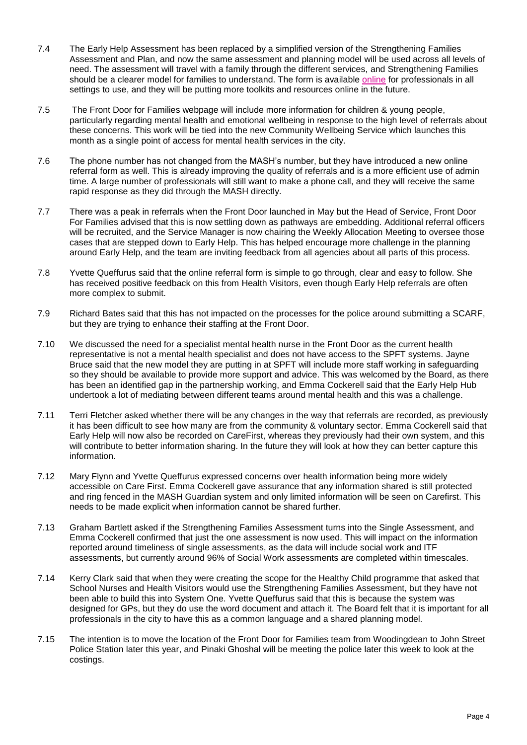7.4 The Early Help Assessment has been replaced by a simplified version of the Strengthening Families Assessment and Plan, and now the same assessment and planning model will be used across all levels of need. The assessment will travel with a family through the different services, and Strengthening Families should be a clearer model for families to understand. The form is available online for professionals in all settings to use, and they will be putting more toolkits and resources online in the future.

7.5 The Front Door for Families webpage will include more information for children & young people, particularly regarding mental health and emotional wellbeing in response to the high level of referrals about these concerns. This work will be tied into the new Community Wellbeing Service which launches this month as a single point of access for mental health services in the city.

7.6 The phone number has not changed from the MASH's number, but they have introduced a new online referral form as well. This is already improving the quality of referrals and is a more efficient use of admin time. A large number of professionals will still want to make a phone call, and they will receive the same rapid response as they did through the MASH directly.

7.7 There was a peak in referrals when the Front Door launched in May but the Head of Service, Front Door For Families advised that this is now settling down as pathways are embedding. Additional referral officers will be recruited, and the Service Manager is now chairing the Weekly Allocation Meeting to oversee those cases that are stepped down to Early Help. This has helped encourage more challenge in the planning around Early Help, and the team are inviting feedback from all agencies about all parts of this process.

7.8 Yvette Queffurus said that the online referral form is simple to go through, clear and easy to follow. She has received positive feedback on this from Health Visitors, even though Early Help referrals are often more complex to submit.

7.9 Richard Bates said that this has not impacted on the processes for the police around submitting a SCARF, but they are trying to enhance their staffing at the Front Door.

7.10 We discussed the need for a specialist mental health nurse in the Front Door as the current health representative is not a mental health specialist and does not have access to the SPFT systems. Jayne Bruce said that the new model they are putting in at SPFT will include more staff working in safeguarding so they should be available to provide more support and advice. This was welcomed by the Board, as there has been an identified gap in the partnership working, and Emma Cockerell said that the Early Help Hub undertook a lot of mediating between different teams around mental health and this was a challenge.

7.11 Terri Fletcher asked whether there will be any changes in the way that referrals are recorded, as previously it has been difficult to see how many are from the community & voluntary sector. Emma Cockerell said that Early Help will now also be recorded on CareFirst, whereas they previously had their own system, and this will contribute to better information sharing. In the future they will look at how they can better capture this information.

7.12 Mary Flynn and Yvette Queffurus expressed concerns over health information being more widely accessible on Care First. Emma Cockerell gave assurance that any information shared is still protected and ring fenced in the MASH Guardian system and only limited information will be seen on Carefirst. This needs to be made explicit when information cannot be shared further.

7.13 Graham Bartlett asked if the Strengthening Families Assessment turns into the Single Assessment, and Emma Cockerell confirmed that just the one assessment is now used. This will impact on the information reported around timeliness of single assessments, as the data will include social work and ITF assessments, but currently around 96% of Social Work assessments are completed within timescales.

7.14 Kerry Clark said that when they were creating the scope for the Healthy Child programme that asked that School Nurses and Health Visitors would use the Strengthening Families Assessment, but they have not been able to build this into System One. Yvette Queffurus said that this is because the system was designed for GPs, but they do use the word document and attach it. The Board felt that it is important for all professionals in the city to have this as a common language and a shared planning model.

7.15 The intention is to move the location of the Front Door for Families team from Woodingdean to John Street Police Station later this year, and Pinaki Ghoshal will be meeting the police later this week to look at the costings.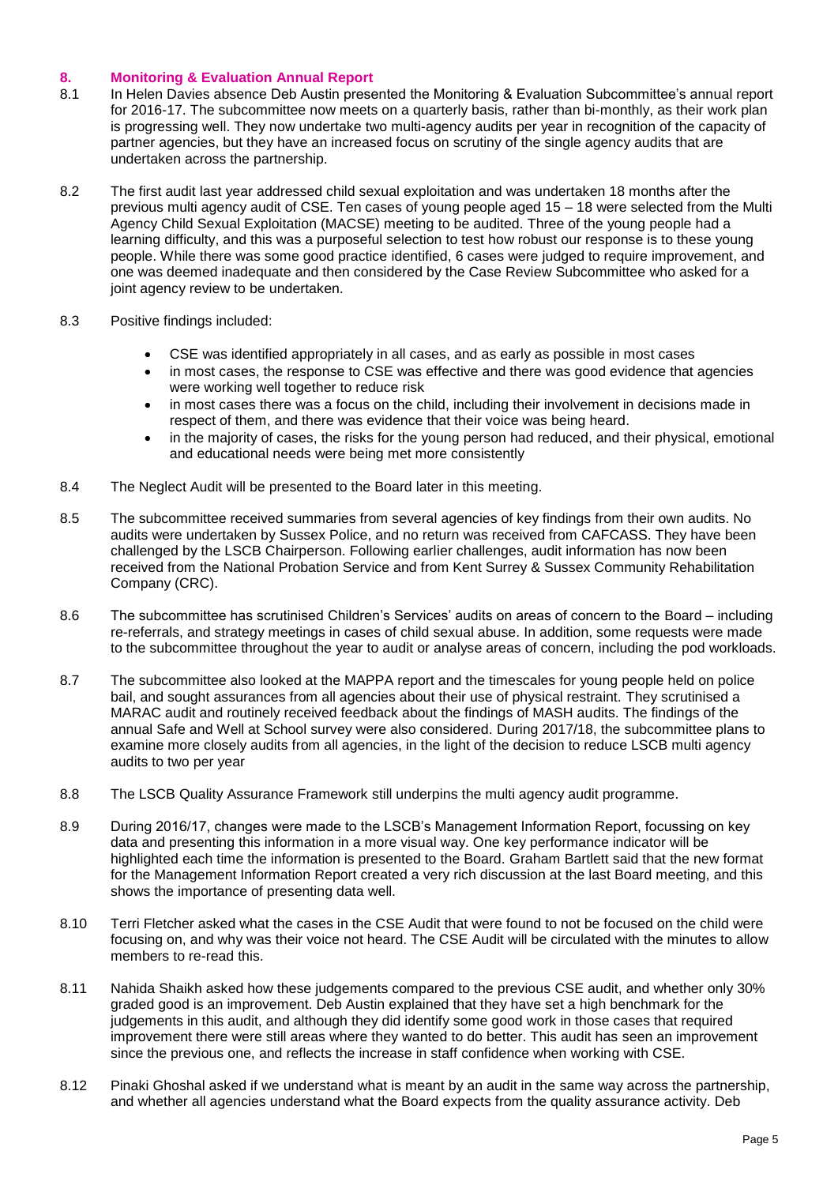## 8. Monitoring & Evaluation Annual Report

8.1 In Helen Davies absence Deb Austin presented the Monitoring & Evaluation Subcommittee's annual report for 2016-17. The subcommittee now meets on a quarterly basis, rather than bi-monthly, as their work plan is progressing well. They now undertake two multi-agency audits per year in recognition of the capacity of partner agencies, but they have an increased focus on scrutiny of the single agency audits that are undertaken across the partnership.

8.2 The first audit last year addressed child sexual exploitation and was undertaken 18 months after the previous multi agency audit of CSE. Ten cases of young people aged 15 – 18 were selected from the Multi Agency Child Sexual Exploitation (MACSE) meeting to be audited. Three of the young people had a learning difficulty, and this was a purposeful selection to test how robust our response is to these young people. While there was some good practice identified, 6 cases were judged to require improvement, and one was deemed inadequate and then considered by the Case Review Subcommittee who asked for a joint agency review to be undertaken.

8.3 Positive findings included:

- CSE was identified appropriately in all cases, and as early as possible in most cases
- in most cases, the response to CSE was effective and there was good evidence that agencies were working well together to reduce risk
- in most cases there was a focus on the child, including their involvement in decisions made in respect of them, and there was evidence that their voice was being heard.
- in the majority of cases, the risks for the young person had reduced, and their physical, emotional and educational needs were being met more consistently

8.4 The Neglect Audit will be presented to the Board later in this meeting.

8.5 The subcommittee received summaries from several agencies of key findings from their own audits. No audits were undertaken by Sussex Police, and no return was received from CAFCASS. They have been challenged by the LSCB Chairperson. Following earlier challenges, audit information has now been received from the National Probation Service and from Kent Surrey & Sussex Community Rehabilitation Company (CRC).

8.6 The subcommittee has scrutinised Children's Services' audits on areas of concern to the Board – including re-referrals, and strategy meetings in cases of child sexual abuse. In addition, some requests were made to the subcommittee throughout the year to audit or analyse areas of concern, including the pod workloads.

8.7 The subcommittee also looked at the MAPPA report and the timescales for young people held on police bail, and sought assurances from all agencies about their use of physical restraint. They scrutinised a MARAC audit and routinely received feedback about the findings of MASH audits. The findings of the annual Safe and Well at School survey were also considered. During 2017/18, the subcommittee plans to examine more closely audits from all agencies, in the light of the decision to reduce LSCB multi agency audits to two per year

8.8 The LSCB Quality Assurance Framework still underpins the multi agency audit programme.

8.9 During 2016/17, changes were made to the LSCB's Management Information Report, focussing on key data and presenting this information in a more visual way. One key performance indicator will be highlighted each time the information is presented to the Board. Graham Bartlett said that the new format for the Management Information Report created a very rich discussion at the last Board meeting, and this shows the importance of presenting data well.

8.10 Terri Fletcher asked what the cases in the CSE Audit that were found to not be focused on the child were focusing on, and why was their voice not heard. The CSE Audit will be circulated with the minutes to allow members to re-read this.

8.11 Nahida Shaikh asked how these judgements compared to the previous CSE audit, and whether only 30% graded good is an improvement. Deb Austin explained that they have set a high benchmark for the judgements in this audit, and although they did identify some good work in those cases that required improvement there were still areas where they wanted to do better. This audit has seen an improvement since the previous one, and reflects the increase in staff confidence when working with CSE.

8.12 Pinaki Ghoshal asked if we understand what is meant by an audit in the same way across the partnership, and whether all agencies understand what the Board expects from the quality assurance activity. Deb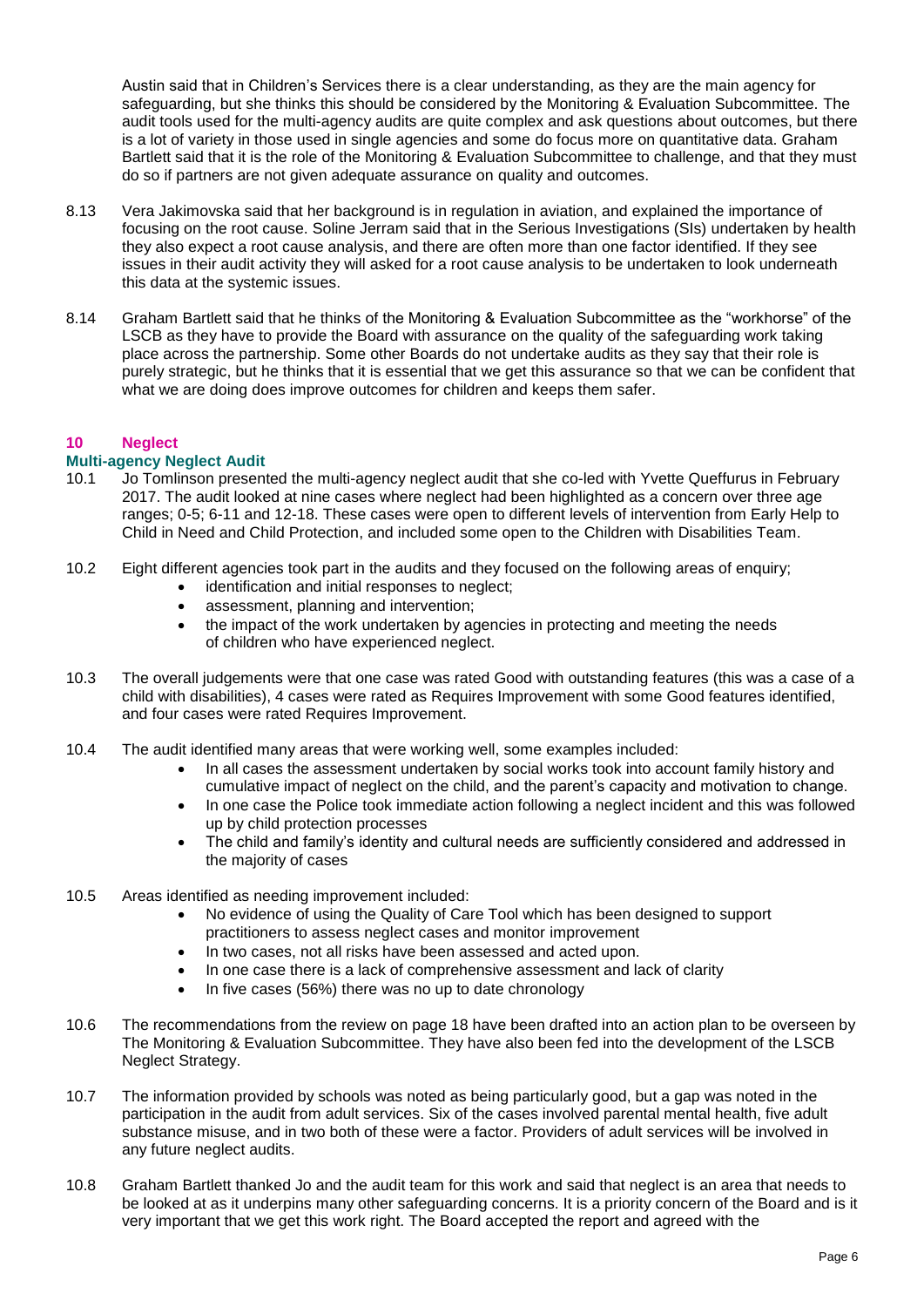Austin said that in Children's Services there is a clear understanding, as they are the main agency for safeguarding, but she thinks this should be considered by the Monitoring & Evaluation Subcommittee. The audit tools used for the multi-agency audits are quite complex and ask questions about outcomes, but there is a lot of variety in those used in single agencies and some do focus more on quantitative data. Graham Bartlett said that it is the role of the Monitoring & Evaluation Subcommittee to challenge, and that they must do so if partners are not given adequate assurance on quality and outcomes.

8.13 Vera Jakimovska said that her background is in regulation in aviation, and explained the importance of focusing on the root cause. Soline Jerram said that in the Serious Investigations (SIs) undertaken by health they also expect a root cause analysis, and there are often more than one factor identified. If they see issues in their audit activity they will asked for a root cause analysis to be undertaken to look underneath this data at the systemic issues.

8.14 Graham Bartlett said that he thinks of the Monitoring & Evaluation Subcommittee as the "workhorse" of the LSCB as they have to provide the Board with assurance on the quality of the safeguarding work taking place across the partnership. Some other Boards do not undertake audits as they say that their role is purely strategic, but he thinks that it is essential that we get this assurance so that we can be confident that what we are doing does improve outcomes for children and keeps them safer.

## 10 Neglect

### Multi-agency Neglect Audit

10.1 Jo Tomlinson presented the multi-agency neglect audit that she co-led with Yvette Queffurus in February 2017. The audit looked at nine cases where neglect had been highlighted as a concern over three age ranges; 0-5; 6-11 and 12-18. These cases were open to different levels of intervention from Early Help to Child in Need and Child Protection, and included some open to the Children with Disabilities Team.

10.2 Eight different agencies took part in the audits and they focused on the following areas of enquiry;

- identification and initial responses to neglect;
- assessment, planning and intervention;
- the impact of the work undertaken by agencies in protecting and meeting the needs of children who have experienced neglect.

10.3 The overall judgements were that one case was rated Good with outstanding features (this was a case of a child with disabilities), 4 cases were rated as Requires Improvement with some Good features identified, and four cases were rated Requires Improvement.

10.4 The audit identified many areas that were working well, some examples included:

- In all cases the assessment undertaken by social works took into account family history and cumulative impact of neglect on the child, and the parent's capacity and motivation to change.
- In one case the Police took immediate action following a neglect incident and this was followed up by child protection processes
- The child and family's identity and cultural needs are sufficiently considered and addressed in the majority of cases

10.5 Areas identified as needing improvement included:

- No evidence of using the Quality of Care Tool which has been designed to support practitioners to assess neglect cases and monitor improvement
- In two cases, not all risks have been assessed and acted upon.
- In one case there is a lack of comprehensive assessment and lack of clarity
- In five cases (56%) there was no up to date chronology

10.6 The recommendations from the review on page 18 have been drafted into an action plan to be overseen by The Monitoring & Evaluation Subcommittee. They have also been fed into the development of the LSCB Neglect Strategy.

10.7 The information provided by schools was noted as being particularly good, but a gap was noted in the participation in the audit from adult services. Six of the cases involved parental mental health, five adult substance misuse, and in two both of these were a factor. Providers of adult services will be involved in any future neglect audits.

10.8 Graham Bartlett thanked Jo and the audit team for this work and said that neglect is an area that needs to be looked at as it underpins many other safeguarding concerns. It is a priority concern of the Board and is it very important that we get this work right. The Board accepted the report and agreed with the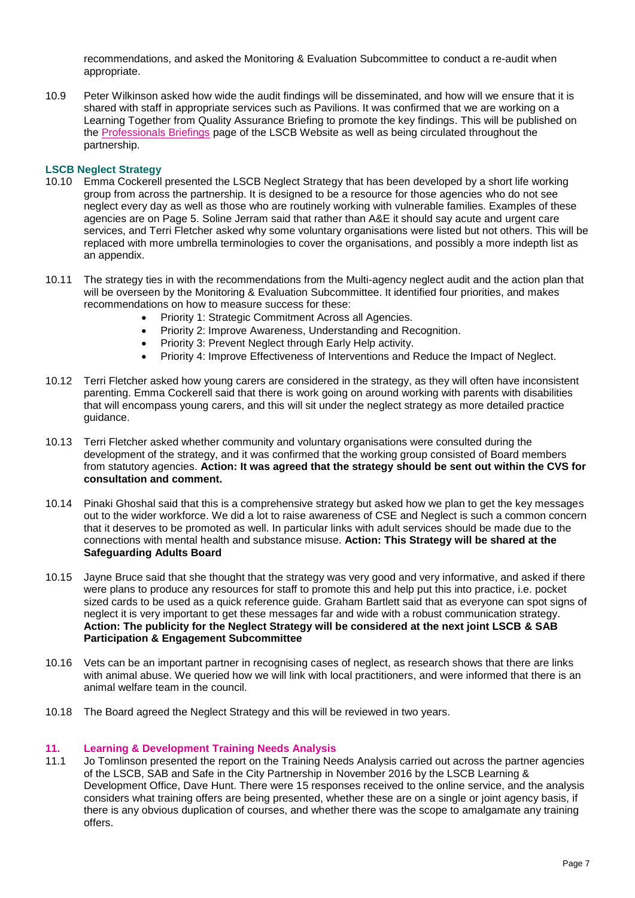recommendations, and asked the Monitoring & Evaluation Subcommittee to conduct a re-audit when appropriate.

10.9 Peter Wilkinson asked how wide the audit findings will be disseminated, and how will we ensure that it is shared with staff in appropriate services such as Pavilions. It was confirmed that we are working on a Learning Together from Quality Assurance Briefing to promote the key findings. This will be published on the Professionals Briefings page of the LSCB Website as well as being circulated throughout the partnership.

### LSCB Neglect Strategy

10.10 Emma Cockerell presented the LSCB Neglect Strategy that has been developed by a short life working group from across the partnership. It is designed to be a resource for those agencies who do not see neglect every day as well as those who are routinely working with vulnerable families. Examples of these agencies are on Page 5. Soline Jerram said that rather than A&E it should say acute and urgent care services, and Terri Fletcher asked why some voluntary organisations were listed but not others. This will be replaced with more umbrella terminologies to cover the organisations, and possibly a more indepth list as an appendix.

10.11 The strategy ties in with the recommendations from the Multi-agency neglect audit and the action plan that will be overseen by the Monitoring & Evaluation Subcommittee. It identified four priorities, and makes recommendations on how to measure success for these:

- Priority 1: Strategic Commitment Across all Agencies.
- Priority 2: Improve Awareness, Understanding and Recognition.
- Priority 3: Prevent Neglect through Early Help activity.
- Priority 4: Improve Effectiveness of Interventions and Reduce the Impact of Neglect.

10.12 Terri Fletcher asked how young carers are considered in the strategy, as they will often have inconsistent parenting. Emma Cockerell said that there is work going on around working with parents with disabilities that will encompass young carers, and this will sit under the neglect strategy as more detailed practice guidance.

10.13 Terri Fletcher asked whether community and voluntary organisations were consulted during the development of the strategy, and it was confirmed that the working group consisted of Board members from statutory agencies. **Action: It was agreed that the strategy should be sent out within the CVS for consultation and comment.**

10.14 Pinaki Ghoshal said that this is a comprehensive strategy but asked how we plan to get the key messages out to the wider workforce. We did a lot to raise awareness of CSE and Neglect is such a common concern that it deserves to be promoted as well. In particular links with adult services should be made due to the connections with mental health and substance misuse. **Action: This Strategy will be shared at the Safeguarding Adults Board**

10.15 Jayne Bruce said that she thought that the strategy was very good and very informative, and asked if there were plans to produce any resources for staff to promote this and help put this into practice, i.e. pocket sized cards to be used as a quick reference guide. Graham Bartlett said that as everyone can spot signs of neglect it is very important to get these messages far and wide with a robust communication strategy. **Action: The publicity for the Neglect Strategy will be considered at the next joint LSCB & SAB Participation & Engagement Subcommittee**

10.16 Vets can be an important partner in recognising cases of neglect, as research shows that there are links with animal abuse. We queried how we will link with local practitioners, and were informed that there is an animal welfare team in the council.

10.18 The Board agreed the Neglect Strategy and this will be reviewed in two years.

## 11. Learning & Development Training Needs Analysis

11.1 Jo Tomlinson presented the report on the Training Needs Analysis carried out across the partner agencies of the LSCB, SAB and Safe in the City Partnership in November 2016 by the LSCB Learning & Development Office, Dave Hunt. There were 15 responses received to the online service, and the analysis considers what training offers are being presented, whether these are on a single or joint agency basis, if there is any obvious duplication of courses, and whether there was the scope to amalgamate any training offers.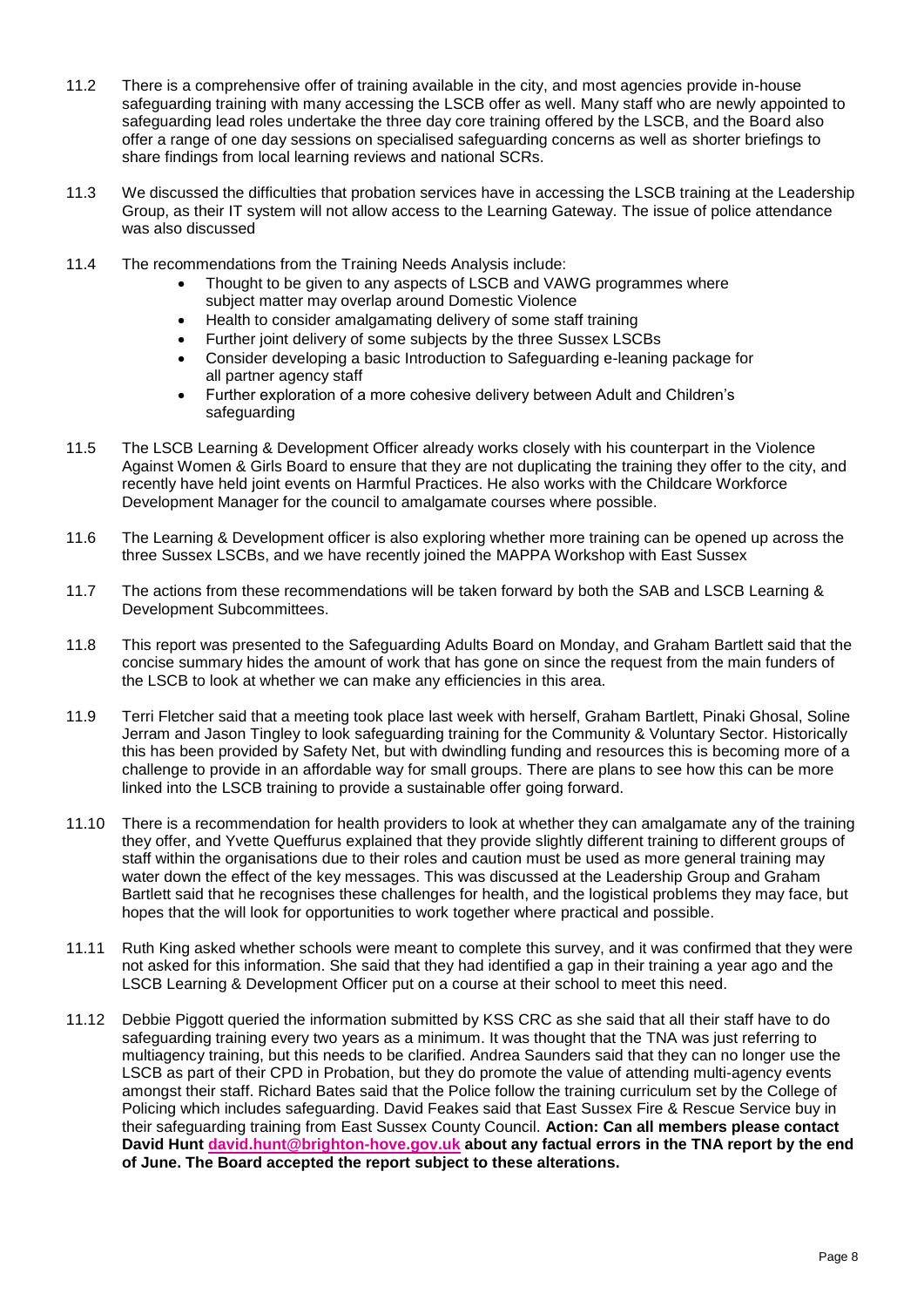11.2 There is a comprehensive offer of training available in the city, and most agencies provide in-house safeguarding training with many accessing the LSCB offer as well. Many staff who are newly appointed to safeguarding lead roles undertake the three day core training offered by the LSCB, and the Board also offer a range of one day sessions on specialised safeguarding concerns as well as shorter briefings to share findings from local learning reviews and national SCRs.

11.3 We discussed the difficulties that probation services have in accessing the LSCB training at the Leadership Group, as their IT system will not allow access to the Learning Gateway. The issue of police attendance was also discussed

11.4 The recommendations from the Training Needs Analysis include:

- Thought to be given to any aspects of LSCB and VAWG programmes where subject matter may overlap around Domestic Violence
- Health to consider amalgamating delivery of some staff training
- Further joint delivery of some subjects by the three Sussex LSCBs
- Consider developing a basic Introduction to Safeguarding e-leaning package for all partner agency staff
- Further exploration of a more cohesive delivery between Adult and Children's safeguarding

11.5 The LSCB Learning & Development Officer already works closely with his counterpart in the Violence Against Women & Girls Board to ensure that they are not duplicating the training they offer to the city, and recently have held joint events on Harmful Practices. He also works with the Childcare Workforce Development Manager for the council to amalgamate courses where possible.

11.6 The Learning & Development officer is also exploring whether more training can be opened up across the three Sussex LSCBs, and we have recently joined the MAPPA Workshop with East Sussex

11.7 The actions from these recommendations will be taken forward by both the SAB and LSCB Learning & Development Subcommittees.

11.8 This report was presented to the Safeguarding Adults Board on Monday, and Graham Bartlett said that the concise summary hides the amount of work that has gone on since the request from the main funders of the LSCB to look at whether we can make any efficiencies in this area.

11.9 Terri Fletcher said that a meeting took place last week with herself, Graham Bartlett, Pinaki Ghosal, Soline Jerram and Jason Tingley to look safeguarding training for the Community & Voluntary Sector. Historically this has been provided by Safety Net, but with dwindling funding and resources this is becoming more of a challenge to provide in an affordable way for small groups. There are plans to see how this can be more linked into the LSCB training to provide a sustainable offer going forward.

11.10 There is a recommendation for health providers to look at whether they can amalgamate any of the training they offer, and Yvette Queffurus explained that they provide slightly different training to different groups of staff within the organisations due to their roles and caution must be used as more general training may water down the effect of the key messages. This was discussed at the Leadership Group and Graham Bartlett said that he recognises these challenges for health, and the logistical problems they may face, but hopes that the will look for opportunities to work together where practical and possible.

11.11 Ruth King asked whether schools were meant to complete this survey, and it was confirmed that they were not asked for this information. She said that they had identified a gap in their training a year ago and the LSCB Learning & Development Officer put on a course at their school to meet this need.

11.12 Debbie Piggott queried the information submitted by KSS CRC as she said that all their staff have to do safeguarding training every two years as a minimum. It was thought that the TNA was just referring to multiagency training, but this needs to be clarified. Andrea Saunders said that they can no longer use the LSCB as part of their CPD in Probation, but they do promote the value of attending multi-agency events amongst their staff. Richard Bates said that the Police follow the training curriculum set by the College of Policing which includes safeguarding. David Feakes said that East Sussex Fire & Rescue Service buy in their safeguarding training from East Sussex County Council. **Action: Can all members please contact David Hunt david.hunt@brighton-hove.gov.uk about any factual errors in the TNA report by the end of June. The Board accepted the report subject to these alterations.**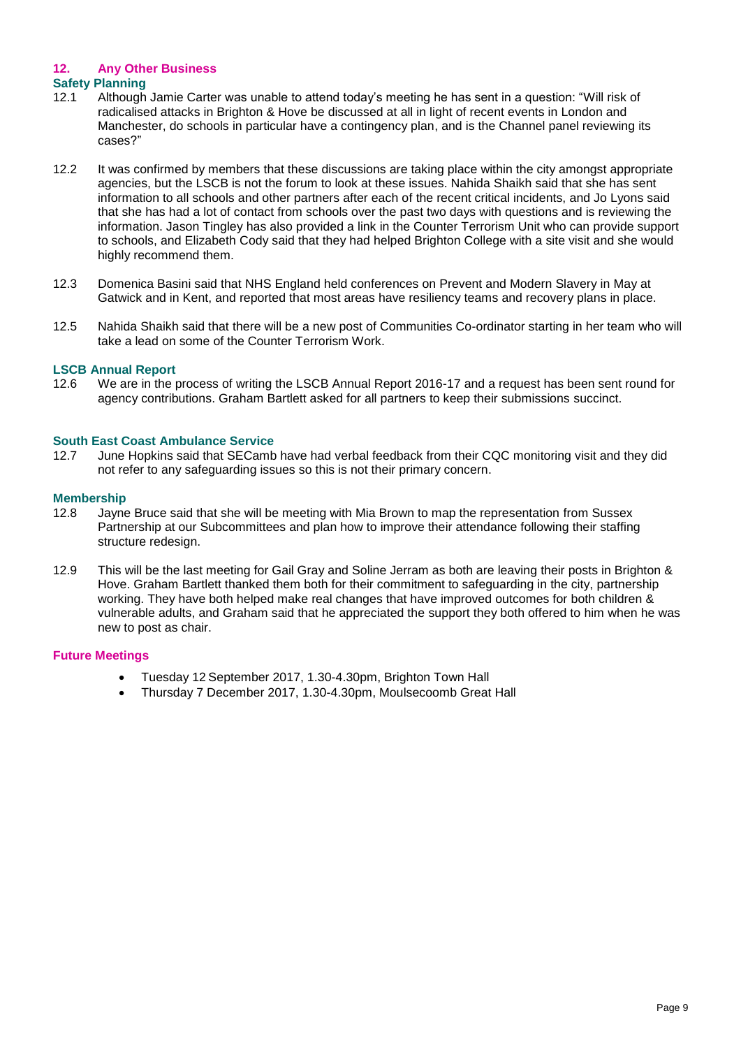## 12. Any Other Business

### Safety Planning

12.1 Although Jamie Carter was unable to attend today's meeting he has sent in a question: "Will risk of radicalised attacks in Brighton & Hove be discussed at all in light of recent events in London and Manchester, do schools in particular have a contingency plan, and is the Channel panel reviewing its cases?"

12.2 It was confirmed by members that these discussions are taking place within the city amongst appropriate agencies, but the LSCB is not the forum to look at these issues. Nahida Shaikh said that she has sent information to all schools and other partners after each of the recent critical incidents, and Jo Lyons said that she has had a lot of contact from schools over the past two days with questions and is reviewing the information. Jason Tingley has also provided a link in the Counter Terrorism Unit who can provide support to schools, and Elizabeth Cody said that they had helped Brighton College with a site visit and she would highly recommend them.

12.3 Domenica Basini said that NHS England held conferences on Prevent and Modern Slavery in May at Gatwick and in Kent, and reported that most areas have resiliency teams and recovery plans in place.

12.5 Nahida Shaikh said that there will be a new post of Communities Co-ordinator starting in her team who will take a lead on some of the Counter Terrorism Work.

### LSCB Annual Report

12.6 We are in the process of writing the LSCB Annual Report 2016-17 and a request has been sent round for agency contributions. Graham Bartlett asked for all partners to keep their submissions succinct.

### South East Coast Ambulance Service

12.7 June Hopkins said that SECamb have had verbal feedback from their CQC monitoring visit and they did not refer to any safeguarding issues so this is not their primary concern.

### Membership

12.8 Jayne Bruce said that she will be meeting with Mia Brown to map the representation from Sussex Partnership at our Subcommittees and plan how to improve their attendance following their staffing structure redesign.

12.9 This will be the last meeting for Gail Gray and Soline Jerram as both are leaving their posts in Brighton & Hove. Graham Bartlett thanked them both for their commitment to safeguarding in the city, partnership working. They have both helped make real changes that have improved outcomes for both children & vulnerable adults, and Graham said that he appreciated the support they both offered to him when he was new to post as chair.

### Future Meetings

- Tuesday 12 September 2017, 1.30-4.30pm, Brighton Town Hall
- Thursday 7 December 2017, 1.30-4.30pm, Moulsecoomb Great Hall